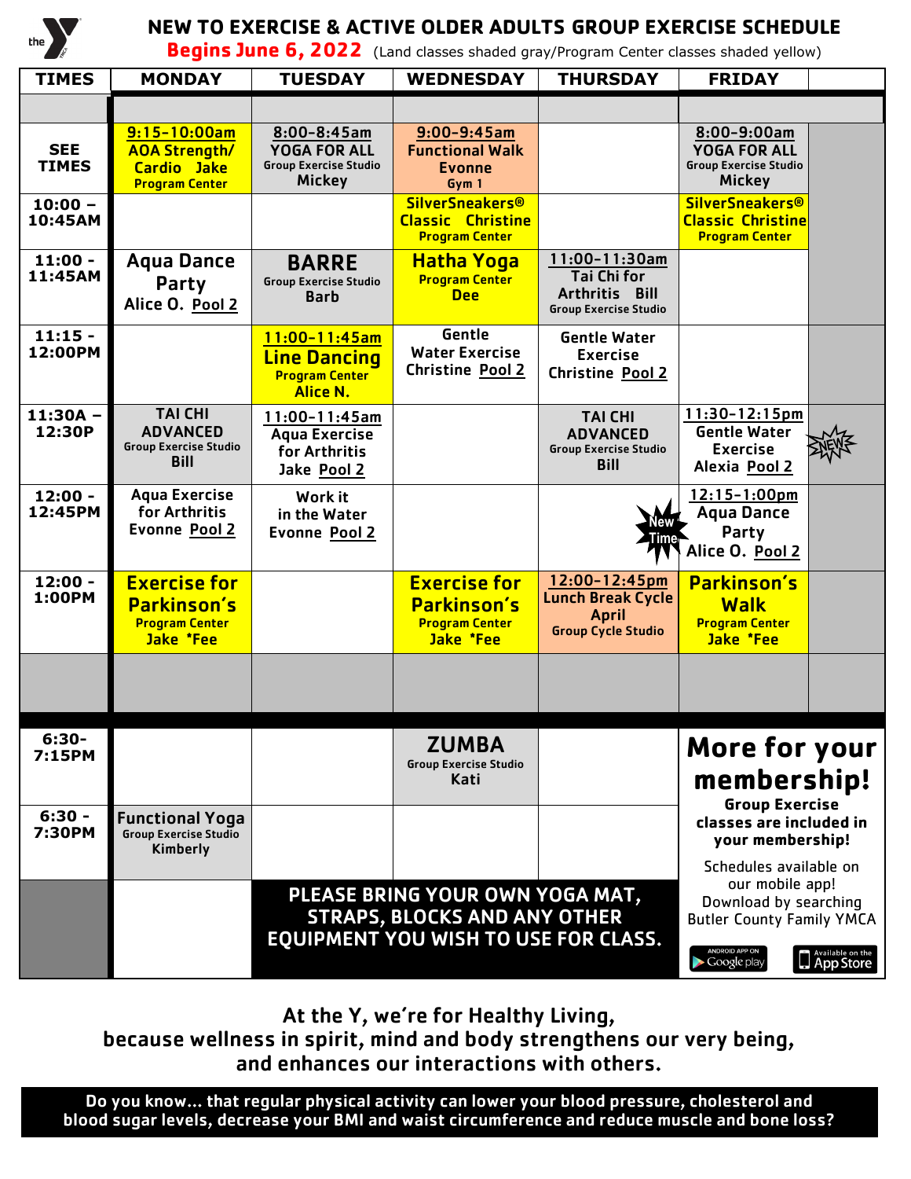# NEW TO EXERCISE & ACTIVE OLDER ADULTS GROUP EXERCISE SCHEDULE

**Begins June 6, 2022** (Land classes shaded gray/Program Center classes shaded yellow)

| TIMES | MONDAY | TUESDAY | WEDNESDAY | THURSDAY | FRIDAY | |
|---|---|---|---|---|---|---|
| | | | | | | |
| SEE TIMES | 9:15-10:00am AOA Strength/ Cardio Jake Program Center | 8:00-8:45am YOGA FOR ALL Group Exercise Studio Mickey | 9:00-9:45am Functional Walk Evonne Gym 1 | | 8:00-9:00am YOGA FOR ALL Group Exercise Studio Mickey | |
| 10:00 – 10:45AM | | | SilverSneakers® Classic Christine Program Center | | SilverSneakers® Classic Christine Program Center | |
| 11:00 - 11:45AM | Aqua Dance Party Alice O. Pool 2 | BARRE Group Exercise Studio Barb | Hatha Yoga Program Center Dee | 11:00-11:30am Tai Chi for Arthritis Bill Group Exercise Studio | | |
| 11:15 - 12:00PM | | 11:00-11:45am Line Dancing Program Center Alice N. | Gentle Water Exercise Christine Pool 2 | Gentle Water Exercise Christine Pool 2 | | |
| 11:30A – 12:30P | TAI CHI ADVANCED Group Exercise Studio Bill | 11:00-11:45am Aqua Exercise for Arthritis Jake Pool 2 | | TAI CHI ADVANCED Group Exercise Studio Bill | 11:30-12:15pm Gentle Water Exercise Alexia Pool 2 | NEW |
| 12:00 - 12:45PM | Aqua Exercise for Arthritis Evonne Pool 2 | Work it in the Water Evonne Pool 2 | | New Time | 12:15-1:00pm Aqua Dance Party Alice O. Pool 2 | |
| 12:00 - 1:00PM | Exercise for Parkinson's Program Center Jake *Fee | | Exercise for Parkinson's Program Center Jake *Fee | 12:00-12:45pm Lunch Break Cycle April Group Cycle Studio | Parkinson's Walk Program Center Jake *Fee | |
| | | | | | | |
| 6:30- 7:15PM | | | ZUMBA Group Exercise Studio Kati | | | |
| 6:30 - 7:30PM | Functional Yoga Group Exercise Studio Kimberly | | | | | |

**PLEASE BRING YOUR OWN YOGA MAT, STRAPS, BLOCKS AND ANY OTHER EQUIPMENT YOU WISH TO USE FOR CLASS.**

## More for your membership!

**Group Exercise classes are included in your membership!**

Schedules available on our mobile app! Download by searching Butler County Family YMCA

ANDROID APP ON Google play | Available on the App Store

**At the Y, we're for Healthy Living, because wellness in spirit, mind and body strengthens our very being, and enhances our interactions with others.**

**Do you know... that regular physical activity can lower your blood pressure, cholesterol and blood sugar levels, decrease your BMI and waist circumference and reduce muscle and bone loss?**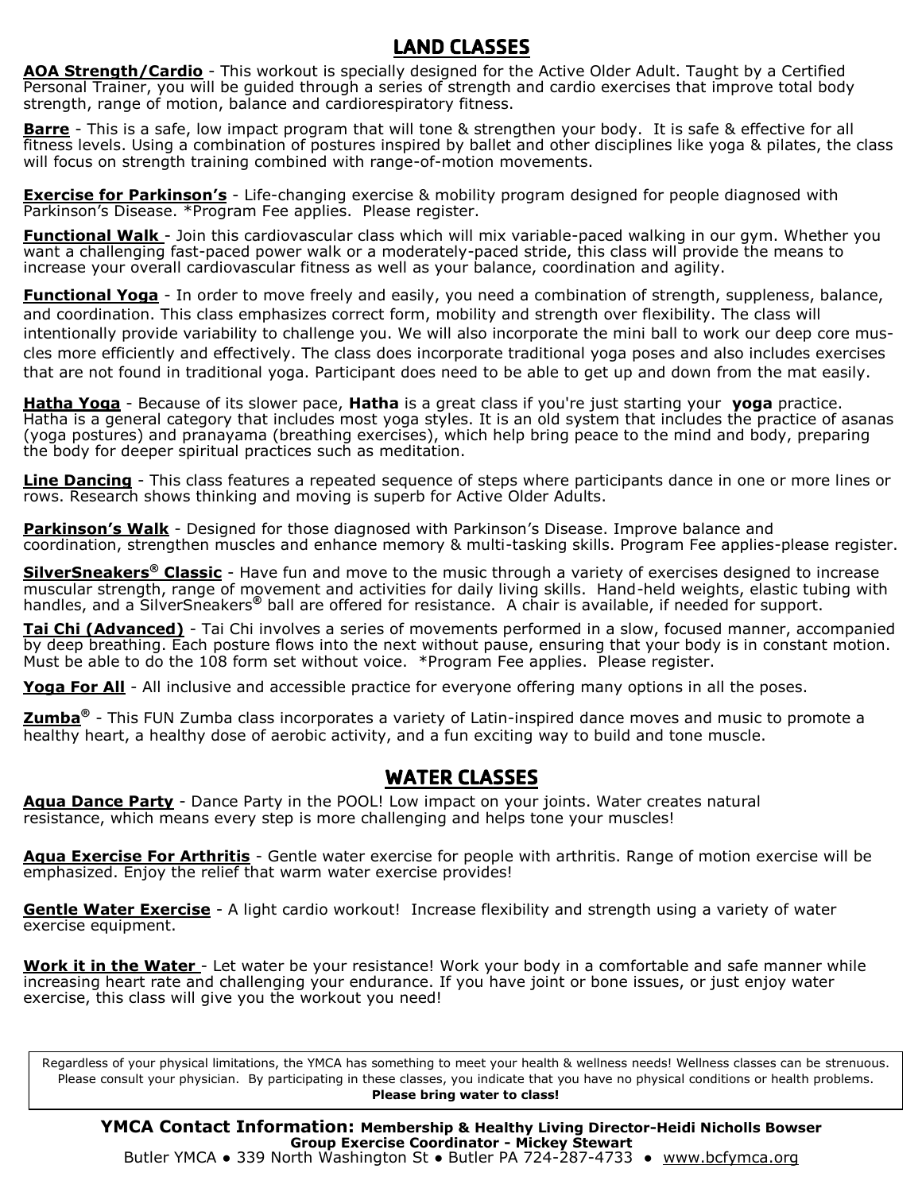## LAND CLASSES

**AOA Strength/Cardio** - This workout is specially designed for the Active Older Adult. Taught by a Certified Personal Trainer, you will be guided through a series of strength and cardio exercises that improve total body strength, range of motion, balance and cardiorespiratory fitness.

**Barre** - This is a safe, low impact program that will tone & strengthen your body. It is safe & effective for all fitness levels. Using a combination of postures inspired by ballet and other disciplines like yoga & pilates, the class will focus on strength training combined with range-of-motion movements.

**Exercise for Parkinson's** - Life-changing exercise & mobility program designed for people diagnosed with Parkinson's Disease. *Program Fee applies. Please register.

**Functional Walk** - Join this cardiovascular class which will mix variable-paced walking in our gym. Whether you want a challenging fast-paced power walk or a moderately-paced stride, this class will provide the means to increase your overall cardiovascular fitness as well as your balance, coordination and agility.

**Functional Yoga** - In order to move freely and easily, you need a combination of strength, suppleness, balance, and coordination. This class emphasizes correct form, mobility and strength over flexibility. The class will intentionally provide variability to challenge you. We will also incorporate the mini ball to work our deep core muscles more efficiently and effectively. The class does incorporate traditional yoga poses and also includes exercises that are not found in traditional yoga. Participant does need to be able to get up and down from the mat easily.

**Hatha Yoga** - Because of its slower pace, **Hatha** is a great class if you're just starting your **yoga** practice. Hatha is a general category that includes most yoga styles. It is an old system that includes the practice of asanas (yoga postures) and pranayama (breathing exercises), which help bring peace to the mind and body, preparing the body for deeper spiritual practices such as meditation.

**Line Dancing** - This class features a repeated sequence of steps where participants dance in one or more lines or rows. Research shows thinking and moving is superb for Active Older Adults.

**Parkinson's Walk** - Designed for those diagnosed with Parkinson's Disease. Improve balance and coordination, strengthen muscles and enhance memory & multi-tasking skills. Program Fee applies-please register.

**SilverSneakers® Classic** - Have fun and move to the music through a variety of exercises designed to increase muscular strength, range of movement and activities for daily living skills. Hand-held weights, elastic tubing with handles, and a SilverSneakers® ball are offered for resistance. A chair is available, if needed for support.

**Tai Chi (Advanced)** - Tai Chi involves a series of movements performed in a slow, focused manner, accompanied by deep breathing. Each posture flows into the next without pause, ensuring that your body is in constant motion. Must be able to do the 108 form set without voice. *Program Fee applies. Please register.

**Yoga For All** - All inclusive and accessible practice for everyone offering many options in all the poses.

**Zumba®** - This FUN Zumba class incorporates a variety of Latin-inspired dance moves and music to promote a healthy heart, a healthy dose of aerobic activity, and a fun exciting way to build and tone muscle.

## WATER CLASSES

**Aqua Dance Party** - Dance Party in the POOL! Low impact on your joints. Water creates natural resistance, which means every step is more challenging and helps tone your muscles!

**Aqua Exercise For Arthritis** - Gentle water exercise for people with arthritis. Range of motion exercise will be emphasized. Enjoy the relief that warm water exercise provides!

**Gentle Water Exercise** - A light cardio workout! Increase flexibility and strength using a variety of water exercise equipment.

**Work it in the Water** - Let water be your resistance! Work your body in a comfortable and safe manner while increasing heart rate and challenging your endurance. If you have joint or bone issues, or just enjoy water exercise, this class will give you the workout you need!

Regardless of your physical limitations, the YMCA has something to meet your health & wellness needs! Wellness classes can be strenuous. Please consult your physician. By participating in these classes, you indicate that you have no physical conditions or health problems. **Please bring water to class!**

**YMCA Contact Information: Membership & Healthy Living Director-Heidi Nicholls Bowser**
**Group Exercise Coordinator - Mickey Stewart**
Butler YMCA ● 339 North Washington St ● Butler PA 724-287-4733 ● www.bcfymca.org